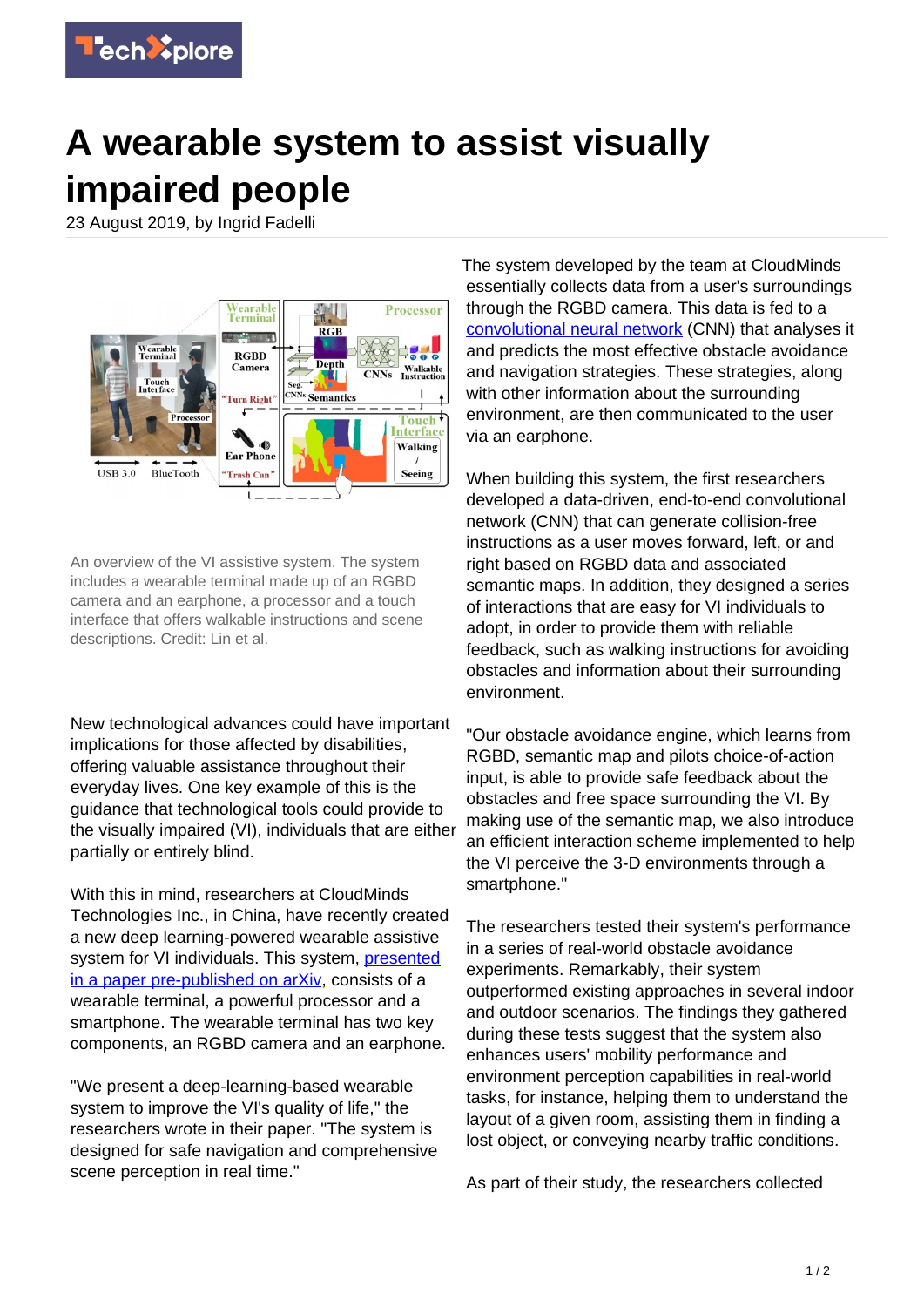# A wearable system to assist visually impaired people

23 August 2019, by Ingrid Fadelli

An overview of the VI assistive system. The system includes a wearable terminal made up of an RGBD camera and an earphone, a processor and a touch interface that offers walkable instructions and scene descriptions. Credit: Lin et al.

New technological advances could have important implications for those affected by disabilities, offering valuable assistance throughout their everyday lives. One key example of this is the guidance that technological tools could provide to the visually impaired (VI), individuals that are either partially or entirely blind.

With this in mind, researchers at CloudMinds Technologies Inc., in China, have recently created a new deep learning-powered wearable assistive system for VI individuals. This system, presented in a paper pre-published on arXiv, consists of a wearable terminal, a powerful processor and a smartphone. The wearable terminal has two key components, an RGBD camera and an earphone.

"We present a deep-learning-based wearable system to improve the VI's quality of life," the researchers wrote in their paper. "The system is designed for safe navigation and comprehensive scene perception in real time."

The system developed by the team at CloudMinds essentially collects data from a user's surroundings through the RGBD camera. This data is fed to a convolutional neural network (CNN) that analyses it and predicts the most effective obstacle avoidance and navigation strategies. These strategies, along with other information about the surrounding environment, are then communicated to the user via an earphone.

When building this system, the first researchers developed a data-driven, end-to-end convolutional network (CNN) that can generate collision-free instructions as a user moves forward, left, or and right based on RGBD data and associated semantic maps. In addition, they designed a series of interactions that are easy for VI individuals to adopt, in order to provide them with reliable feedback, such as walking instructions for avoiding obstacles and information about their surrounding environment.

"Our obstacle avoidance engine, which learns from RGBD, semantic map and pilots choice-of-action input, is able to provide safe feedback about the obstacles and free space surrounding the VI. By making use of the semantic map, we also introduce an efficient interaction scheme implemented to help the VI perceive the 3-D environments through a smartphone."

The researchers tested their system's performance in a series of real-world obstacle avoidance experiments. Remarkably, their system outperformed existing approaches in several indoor and outdoor scenarios. The findings they gathered during these tests suggest that the system also enhances users' mobility performance and environment perception capabilities in real-world tasks, for instance, helping them to understand the layout of a given room, assisting them in finding a lost object, or conveying nearby traffic conditions.

As part of their study, the researchers collected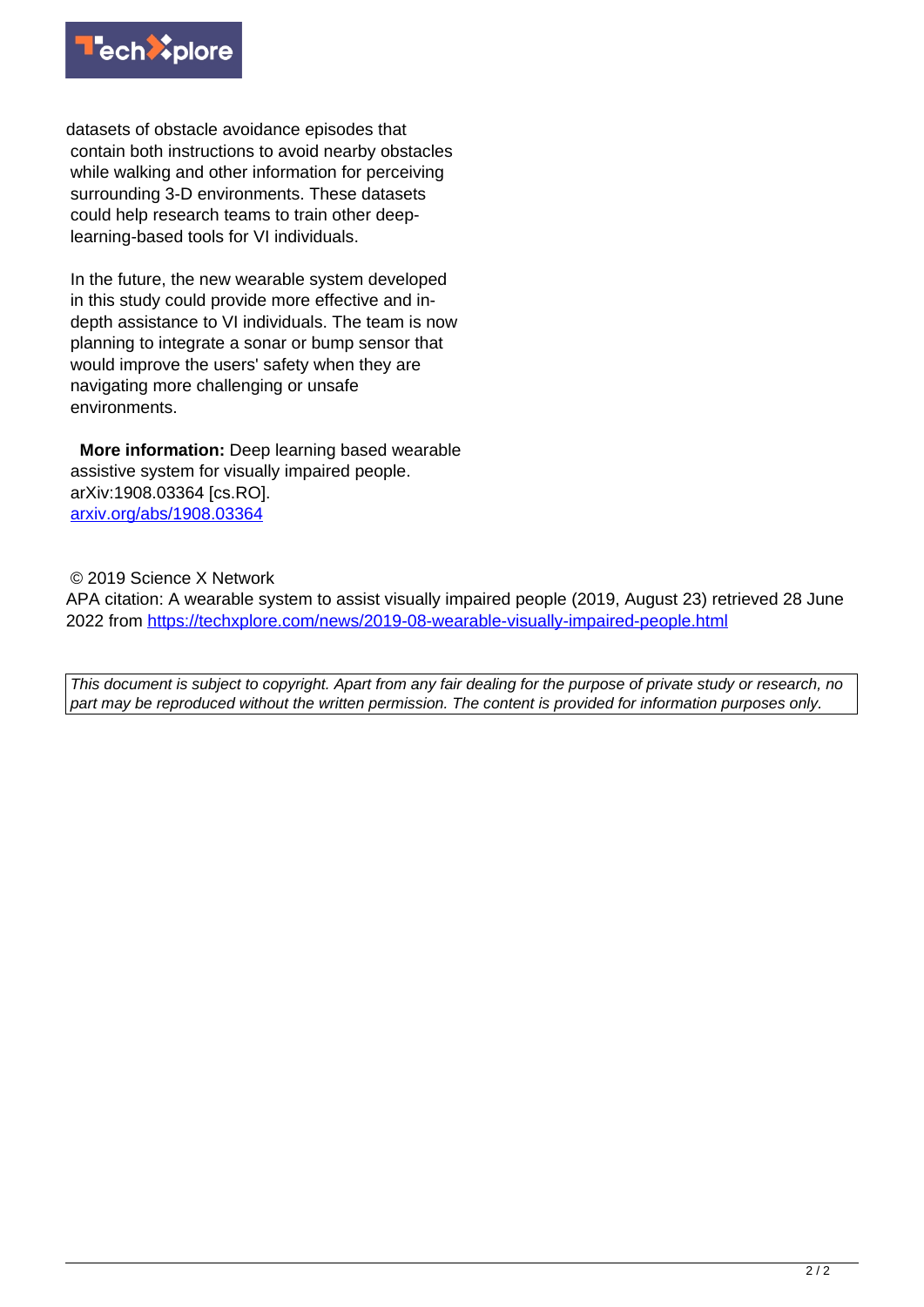datasets of obstacle avoidance episodes that contain both instructions to avoid nearby obstacles while walking and other information for perceiving surrounding 3-D environments. These datasets could help research teams to train other deep-learning-based tools for VI individuals.

In the future, the new wearable system developed in this study could provide more effective and in-depth assistance to VI individuals. The team is now planning to integrate a sonar or bump sensor that would improve the users' safety when they are navigating more challenging or unsafe environments.

**More information:** Deep learning based wearable assistive system for visually impaired people. arXiv:1908.03364 [cs.RO]. arxiv.org/abs/1908.03364

© 2019 Science X Network

APA citation: A wearable system to assist visually impaired people (2019, August 23) retrieved 28 June 2022 from https://techxplore.com/news/2019-08-wearable-visually-impaired-people.html

*This document is subject to copyright. Apart from any fair dealing for the purpose of private study or research, no part may be reproduced without the written permission. The content is provided for information purposes only.*